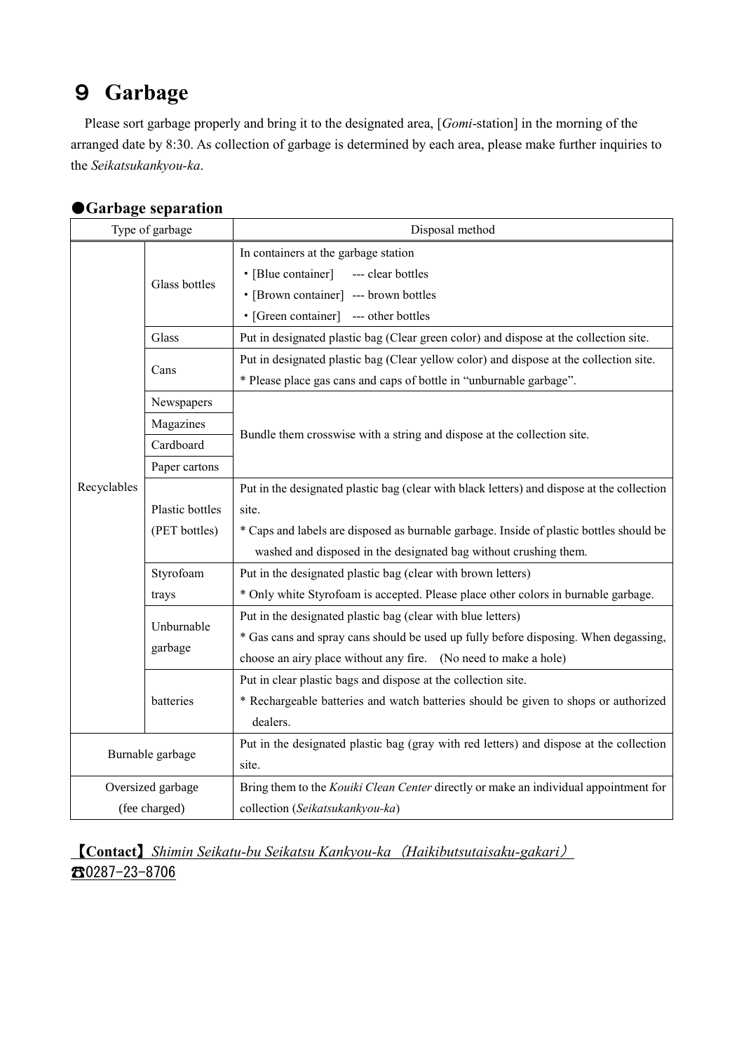# ９ Garbage

Please sort garbage properly and bring it to the designated area, [*Gomi*-station] in the morning of the arranged date by 8:30. As collection of garbage is determined by each area, please make further inquiries to the *Seikatsukankyou-ka*.

## ●Garbage separation

| Type of garbage | | Disposal method |
|---|---|---|
| Recyclables | Glass bottles | In containers at the garbage station<br>・[Blue container] --- clear bottles<br>・[Brown container] --- brown bottles<br>・[Green container] --- other bottles |
| | Glass | Put in designated plastic bag (Clear green color) and dispose at the collection site. |
| | Cans | Put in designated plastic bag (Clear yellow color) and dispose at the collection site.<br>* Please place gas cans and caps of bottle in "unburnable garbage". |
| | Newspapers | Bundle them crosswise with a string and dispose at the collection site. |
| | Magazines | |
| | Cardboard | |
| | Paper cartons | |
| | Plastic bottles (PET bottles) | Put in the designated plastic bag (clear with black letters) and dispose at the collection site.<br>* Caps and labels are disposed as burnable garbage. Inside of plastic bottles should be washed and disposed in the designated bag without crushing them. |
| | Styrofoam trays | Put in the designated plastic bag (clear with brown letters)<br>* Only white Styrofoam is accepted. Please place other colors in burnable garbage. |
| | Unburnable garbage | Put in the designated plastic bag (clear with blue letters)<br>* Gas cans and spray cans should be used up fully before disposing. When degassing, choose an airy place without any fire. (No need to make a hole) |
| | batteries | Put in clear plastic bags and dispose at the collection site.<br>* Rechargeable batteries and watch batteries should be given to shops or authorized dealers. |
| Burnable garbage | | Put in the designated plastic bag (gray with red letters) and dispose at the collection site. |
| Oversized garbage (fee charged) | | Bring them to the *Kouiki Clean Center* directly or make an individual appointment for collection (*Seikatsukankyou-ka*) |

【**Contact**】*Shimin Seikatu-bu Seikatsu Kankyou-ka （Haikibutsutaisaku-gakari）*
☎0287-23-8706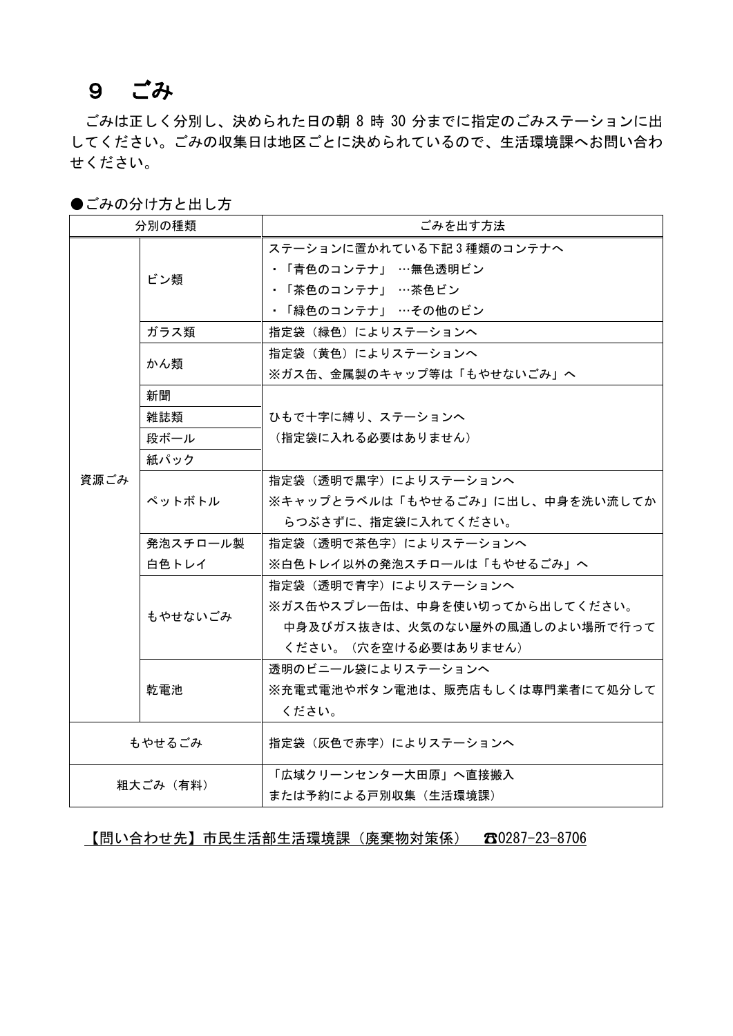# 9　ごみ

ごみは正しく分別し、決められた日の朝 8 時 30 分までに指定のごみステーションに出してください。ごみの収集日は地区ごとに決められているので、生活環境課へお問い合わせください。

●ごみの分け方と出し方

| 分別の種類 | | ごみを出す方法 |
|---|---|---|
| 資源ごみ | ビン類 | ステーションに置かれている下記 3 種類のコンテナへ<br>・「青色のコンテナ」 …無色透明ビン<br>・「茶色のコンテナ」 …茶色ビン<br>・「緑色のコンテナ」 …その他のビン |
| | ガラス類 | 指定袋（緑色）によりステーションへ |
| | かん類 | 指定袋（黄色）によりステーションへ<br>※ガス缶、金属製のキャップ等は「もやせないごみ」へ |
| | 新聞 | ひもで十字に縛り、ステーションへ<br>（指定袋に入れる必要はありません） |
| | 雑誌類 | |
| | 段ボール | |
| | 紙パック | |
| | ペットボトル | 指定袋（透明で黒字）によりステーションへ<br>※キャップとラベルは「もやせるごみ」に出し、中身を洗い流してからつぶさずに、指定袋に入れてください。 |
| | 発泡スチロール製白色トレイ | 指定袋（透明で茶色字）によりステーションへ<br>※白色トレイ以外の発泡スチロールは「もやせるごみ」へ |
| | もやせないごみ | 指定袋（透明で青字）によりステーションへ<br>※ガス缶やスプレー缶は、中身を使い切ってから出してください。<br>中身及びガス抜きは、火気のない屋外の風通しのよい場所で行ってください。（穴を空ける必要はありません） |
| | 乾電池 | 透明のビニール袋によりステーションへ<br>※充電式電池やボタン電池は、販売店もしくは専門業者にて処分してください。 |
| もやせるごみ | | 指定袋（灰色で赤字）によりステーションへ |
| 粗大ごみ（有料） | | 「広域クリーンセンター大田原」へ直接搬入<br>または予約による戸別収集（生活環境課） |

【問い合わせ先】市民生活部生活環境課（廃棄物対策係）　☎0287-23-8706